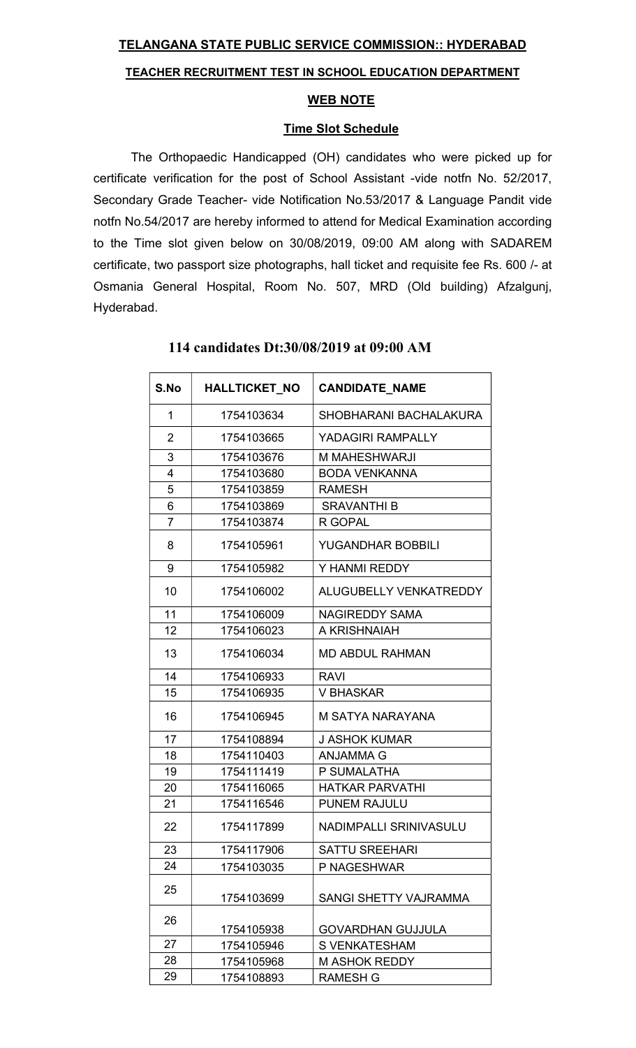**TELANGANA STATE PUBLIC SERVICE COMMISSION:: HYDERABAD**

**TEACHER RECRUITMENT TEST IN SCHOOL EDUCATION DEPARTMENT**

**WEB NOTE**

**Time Slot Schedule**

The Orthopaedic Handicapped (OH) candidates who were picked up for certificate verification for the post of School Assistant -vide notfn No. 52/2017, Secondary Grade Teacher- vide Notification No.53/2017 & Language Pandit vide notfn No.54/2017 are hereby informed to attend for Medical Examination according to the Time slot given below on 30/08/2019, 09:00 AM along with SADAREM certificate, two passport size photographs, hall ticket and requisite fee Rs. 600 /- at Osmania General Hospital, Room No. 507, MRD (Old building) Afzalgunj, Hyderabad.

**114 candidates Dt:30/08/2019 at 09:00 AM**

| S.No | HALLTICKET_NO | CANDIDATE_NAME |
|---|---|---|
| 1 | 1754103634 | SHOBHARANI BACHALAKURA |
| 2 | 1754103665 | YADAGIRI RAMPALLY |
| 3 | 1754103676 | M MAHESHWARJI |
| 4 | 1754103680 | BODA VENKANNA |
| 5 | 1754103859 | RAMESH |
| 6 | 1754103869 | SRAVANTHI B |
| 7 | 1754103874 | R GOPAL |
| 8 | 1754105961 | YUGANDHAR BOBBILI |
| 9 | 1754105982 | Y HANMI REDDY |
| 10 | 1754106002 | ALUGUBELLY VENKATREDDY |
| 11 | 1754106009 | NAGIREDDY SAMA |
| 12 | 1754106023 | A KRISHNAIAH |
| 13 | 1754106034 | MD ABDUL RAHMAN |
| 14 | 1754106933 | RAVI |
| 15 | 1754106935 | V BHASKAR |
| 16 | 1754106945 | M SATYA NARAYANA |
| 17 | 1754108894 | J ASHOK KUMAR |
| 18 | 1754110403 | ANJAMMA G |
| 19 | 1754111419 | P SUMALATHA |
| 20 | 1754116065 | HATKAR PARVATHI |
| 21 | 1754116546 | PUNEM RAJULU |
| 22 | 1754117899 | NADIMPALLI SRINIVASULU |
| 23 | 1754117906 | SATTU SREEHARI |
| 24 | 1754103035 | P NAGESHWAR |
| 25 | 1754103699 | SANGI SHETTY VAJRAMMA |
| 26 | 1754105938 | GOVARDHAN GUJJULA |
| 27 | 1754105946 | S VENKATESHAM |
| 28 | 1754105968 | M ASHOK REDDY |
| 29 | 1754108893 | RAMESH G |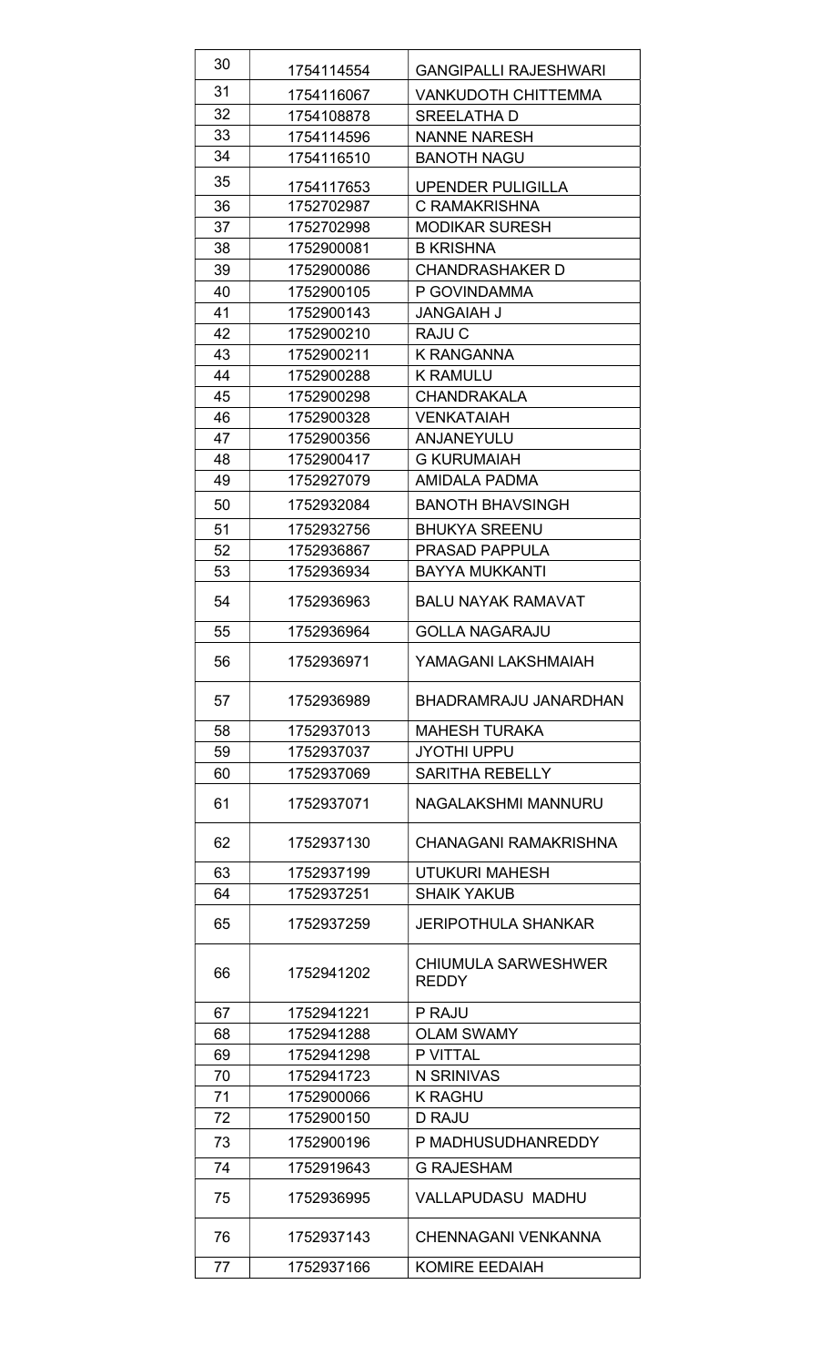| 30 | 1754114554 | GANGIPALLI RAJESHWARI |
|---|---|---|
| 31 | 1754116067 | VANKUDOTH CHITTEMMA |
| 32 | 1754108878 | SREELATHA D |
| 33 | 1754114596 | NANNE NARESH |
| 34 | 1754116510 | BANOTH NAGU |
| 35 | 1754117653 | UPENDER PULIGILLA |
| 36 | 1752702987 | C RAMAKRISHNA |
| 37 | 1752702998 | MODIKAR SURESH |
| 38 | 1752900081 | B KRISHNA |
| 39 | 1752900086 | CHANDRASHAKER D |
| 40 | 1752900105 | P GOVINDAMMA |
| 41 | 1752900143 | JANGAIAH J |
| 42 | 1752900210 | RAJU C |
| 43 | 1752900211 | K RANGANNA |
| 44 | 1752900288 | K RAMULU |
| 45 | 1752900298 | CHANDRAKALA |
| 46 | 1752900328 | VENKATAIAH |
| 47 | 1752900356 | ANJANEYULU |
| 48 | 1752900417 | G KURUMAIAH |
| 49 | 1752927079 | AMIDALA PADMA |
| 50 | 1752932084 | BANOTH BHAVSINGH |
| 51 | 1752932756 | BHUKYA SREENU |
| 52 | 1752936867 | PRASAD PAPPULA |
| 53 | 1752936934 | BAYYA MUKKANTI |
| 54 | 1752936963 | BALU NAYAK RAMAVAT |
| 55 | 1752936964 | GOLLA NAGARAJU |
| 56 | 1752936971 | YAMAGANI LAKSHMAIAH |
| 57 | 1752936989 | BHADRAMRAJU JANARDHAN |
| 58 | 1752937013 | MAHESH TURAKA |
| 59 | 1752937037 | JYOTHI UPPU |
| 60 | 1752937069 | SARITHA REBELLY |
| 61 | 1752937071 | NAGALAKSHMI MANNURU |
| 62 | 1752937130 | CHANAGANI RAMAKRISHNA |
| 63 | 1752937199 | UTUKURI MAHESH |
| 64 | 1752937251 | SHAIK YAKUB |
| 65 | 1752937259 | JERIPOTHULA SHANKAR |
| 66 | 1752941202 | CHIUMULA SARWESHWER REDDY |
| 67 | 1752941221 | P RAJU |
| 68 | 1752941288 | OLAM SWAMY |
| 69 | 1752941298 | P VITTAL |
| 70 | 1752941723 | N SRINIVAS |
| 71 | 1752900066 | K RAGHU |
| 72 | 1752900150 | D RAJU |
| 73 | 1752900196 | P MADHUSUDHANREDDY |
| 74 | 1752919643 | G RAJESHAM |
| 75 | 1752936995 | VALLAPUDASU MADHU |
| 76 | 1752937143 | CHENNAGANI VENKANNA |
| 77 | 1752937166 | KOMIRE EEDAIAH |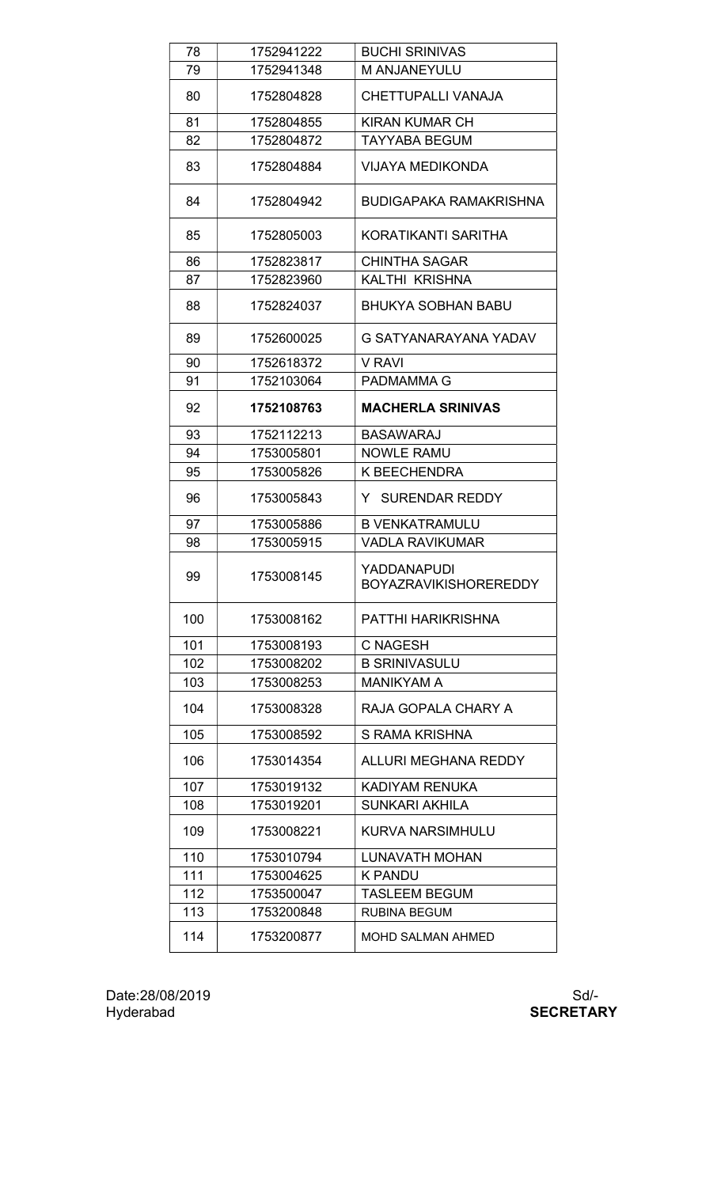| | | |
|---|---|---|
| 78 | 1752941222 | BUCHI SRINIVAS |
| 79 | 1752941348 | M ANJANEYULU |
| 80 | 1752804828 | CHETTUPALLI VANAJA |
| 81 | 1752804855 | KIRAN KUMAR CH |
| 82 | 1752804872 | TAYYABA BEGUM |
| 83 | 1752804884 | VIJAYA MEDIKONDA |
| 84 | 1752804942 | BUDIGAPAKA RAMAKRISHNA |
| 85 | 1752805003 | KORATIKANTI SARITHA |
| 86 | 1752823817 | CHINTHA SAGAR |
| 87 | 1752823960 | KALTHI KRISHNA |
| 88 | 1752824037 | BHUKYA SOBHAN BABU |
| 89 | 1752600025 | G SATYANARAYANA YADAV |
| 90 | 1752618372 | V RAVI |
| 91 | 1752103064 | PADMAMMA G |
| 92 | **1752108763** | **MACHERLA SRINIVAS** |
| 93 | 1752112213 | BASAWARAJ |
| 94 | 1753005801 | NOWLE RAMU |
| 95 | 1753005826 | K BEECHENDRA |
| 96 | 1753005843 | Y SURENDAR REDDY |
| 97 | 1753005886 | B VENKATRAMULU |
| 98 | 1753005915 | VADLA RAVIKUMAR |
| 99 | 1753008145 | YADDANAPUDI BOYAZRAVIKISHOREREDDY |
| 100 | 1753008162 | PATTHI HARIKRISHNA |
| 101 | 1753008193 | C NAGESH |
| 102 | 1753008202 | B SRINIVASULU |
| 103 | 1753008253 | MANIKYAM A |
| 104 | 1753008328 | RAJA GOPALA CHARY A |
| 105 | 1753008592 | S RAMA KRISHNA |
| 106 | 1753014354 | ALLURI MEGHANA REDDY |
| 107 | 1753019132 | KADIYAM RENUKA |
| 108 | 1753019201 | SUNKARI AKHILA |
| 109 | 1753008221 | KURVA NARSIMHULU |
| 110 | 1753010794 | LUNAVATH MOHAN |
| 111 | 1753004625 | K PANDU |
| 112 | 1753500047 | TASLEEM BEGUM |
| 113 | 1753200848 | RUBINA BEGUM |
| 114 | 1753200877 | MOHD SALMAN AHMED |

Date:28/08/2019
Hyderabad

Sd/-
**SECRETARY**